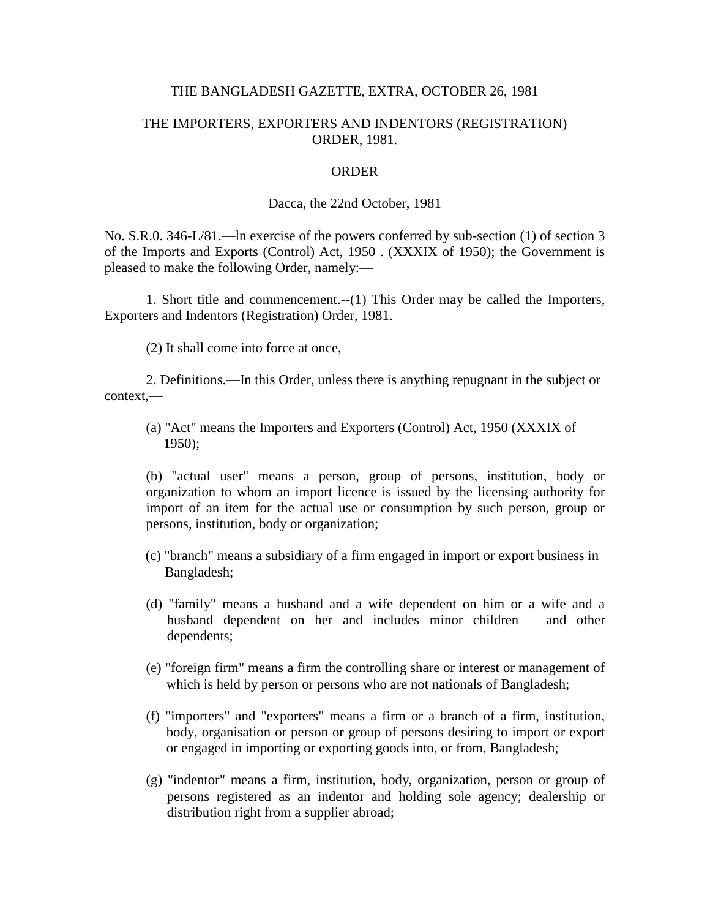THE BANGLADESH GAZETTE, EXTRA, OCTOBER 26, 1981

# THE IMPORTERS, EXPORTERS AND INDENTORS (REGISTRATION) ORDER, 1981.

## ORDER

Dacca, the 22nd October, 1981

No. S.R.0. 346-L/81.—ln exercise of the powers conferred by sub-section (1) of section 3 of the Imports and Exports (Control) Act, 1950 . (XXXIX of 1950); the Government is pleased to make the following Order, namely:—

1. Short title and commencement.--(1) This Order may be called the Importers, Exporters and Indentors (Registration) Order, 1981.

(2) It shall come into force at once,

2. Definitions.—In this Order, unless there is anything repugnant in the subject or context,—

(a) "Act" means the Importers and Exporters (Control) Act, 1950 (XXXIX of 1950);

(b) "actual user" means a person, group of persons, institution, body or organization to whom an import licence is issued by the licensing authority for import of an item for the actual use or consumption by such person, group or persons, institution, body or organization;

(c) "branch" means a subsidiary of a firm engaged in import or export business in Bangladesh;

(d) "family" means a husband and a wife dependent on him or a wife and a husband dependent on her and includes minor children – and other dependents;

(e) "foreign firm" means a firm the controlling share or interest or management of which is held by person or persons who are not nationals of Bangladesh;

(f) "importers" and "exporters" means a firm or a branch of a firm, institution, body, organisation or person or group of persons desiring to import or export or engaged in importing or exporting goods into, or from, Bangladesh;

(g) "indentor" means a firm, institution, body, organization, person or group of persons registered as an indentor and holding sole agency; dealership or distribution right from a supplier abroad;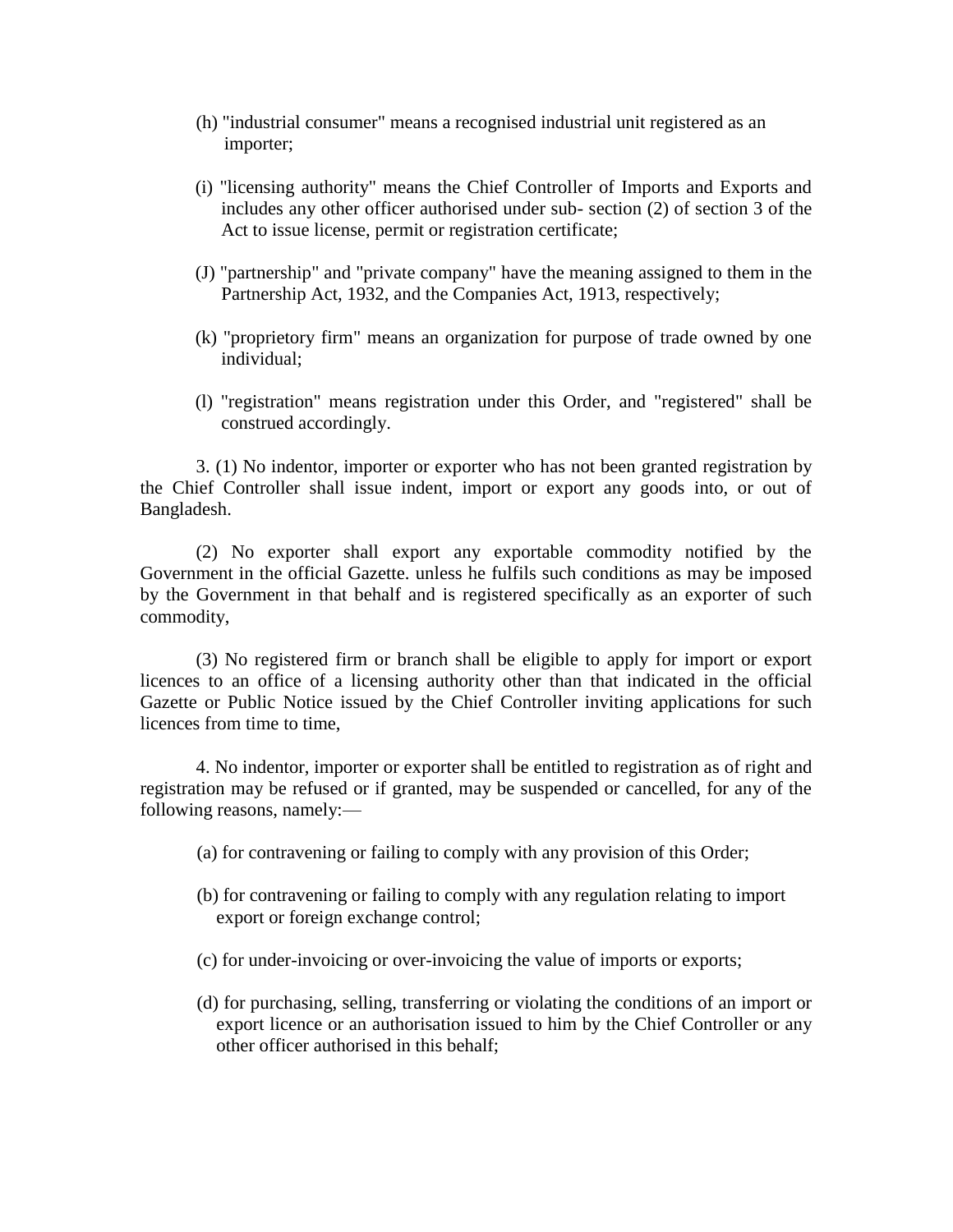(h) "industrial consumer" means a recognised industrial unit registered as an importer;

(i) "licensing authority" means the Chief Controller of Imports and Exports and includes any other officer authorised under sub- section (2) of section 3 of the Act to issue license, permit or registration certificate;

(J) "partnership" and "private company" have the meaning assigned to them in the Partnership Act, 1932, and the Companies Act, 1913, respectively;

(k) "proprietory firm" means an organization for purpose of trade owned by one individual;

(l) "registration" means registration under this Order, and "registered" shall be construed accordingly.

3. (1) No indentor, importer or exporter who has not been granted registration by the Chief Controller shall issue indent, import or export any goods into, or out of Bangladesh.

(2) No exporter shall export any exportable commodity notified by the Government in the official Gazette. unless he fulfils such conditions as may be imposed by the Government in that behalf and is registered specifically as an exporter of such commodity,

(3) No registered firm or branch shall be eligible to apply for import or export licences to an office of a licensing authority other than that indicated in the official Gazette or Public Notice issued by the Chief Controller inviting applications for such licences from time to time,

4. No indentor, importer or exporter shall be entitled to registration as of right and registration may be refused or if granted, may be suspended or cancelled, for any of the following reasons, namely:—

(a) for contravening or failing to comply with any provision of this Order;

(b) for contravening or failing to comply with any regulation relating to import export or foreign exchange control;

(c) for under-invoicing or over-invoicing the value of imports or exports;

(d) for purchasing, selling, transferring or violating the conditions of an import or export licence or an authorisation issued to him by the Chief Controller or any other officer authorised in this behalf;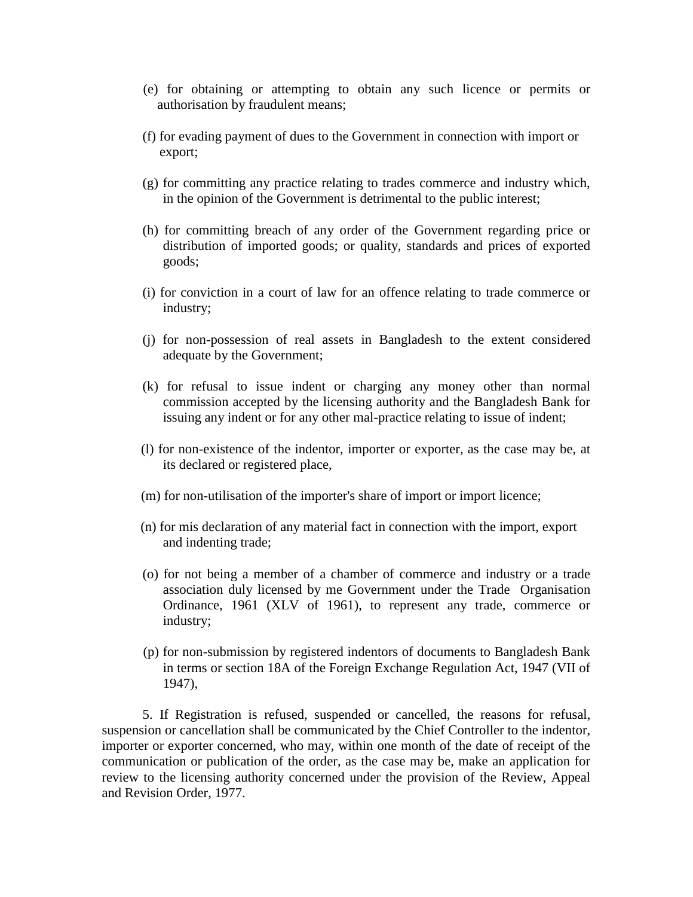(e) for obtaining or attempting to obtain any such licence or permits or authorisation by fraudulent means;

(f) for evading payment of dues to the Government in connection with import or export;

(g) for committing any practice relating to trades commerce and industry which, in the opinion of the Government is detrimental to the public interest;

(h) for committing breach of any order of the Government regarding price or distribution of imported goods; or quality, standards and prices of exported goods;

(i) for conviction in a court of law for an offence relating to trade commerce or industry;

(j) for non-possession of real assets in Bangladesh to the extent considered adequate by the Government;

(k) for refusal to issue indent or charging any money other than normal commission accepted by the licensing authority and the Bangladesh Bank for issuing any indent or for any other mal-practice relating to issue of indent;

(l) for non-existence of the indentor, importer or exporter, as the case may be, at its declared or registered place,

(m) for non-utilisation of the importer's share of import or import licence;

(n) for mis declaration of any material fact in connection with the import, export and indenting trade;

(o) for not being a member of a chamber of commerce and industry or a trade association duly licensed by me Government under the Trade Organisation Ordinance, 1961 (XLV of 1961), to represent any trade, commerce or industry;

(p) for non-submission by registered indentors of documents to Bangladesh Bank in terms or section 18A of the Foreign Exchange Regulation Act, 1947 (VII of 1947),

5. If Registration is refused, suspended or cancelled, the reasons for refusal, suspension or cancellation shall be communicated by the Chief Controller to the indentor, importer or exporter concerned, who may, within one month of the date of receipt of the communication or publication of the order, as the case may be, make an application for review to the licensing authority concerned under the provision of the Review, Appeal and Revision Order, 1977.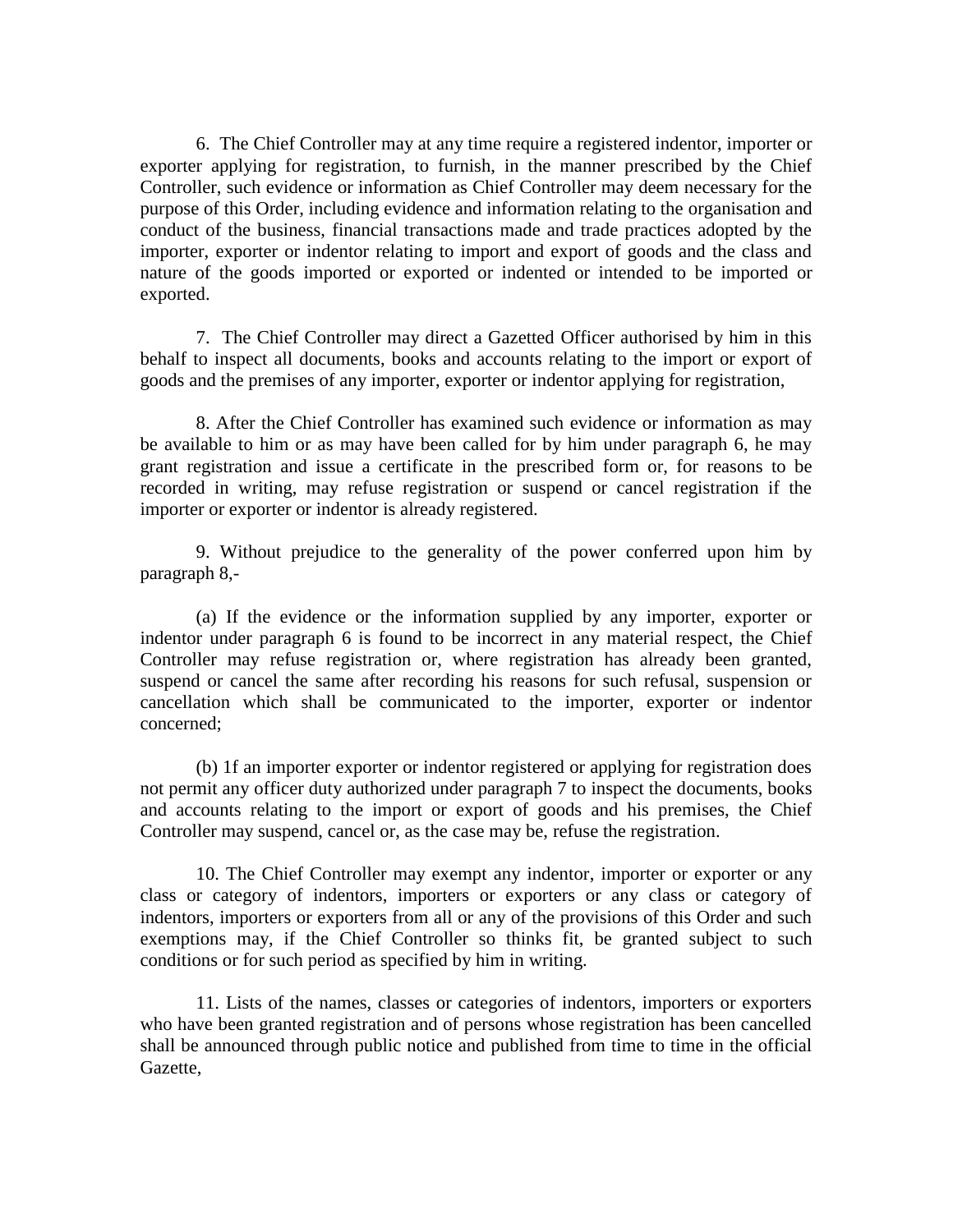6. The Chief Controller may at any time require a registered indentor, importer or exporter applying for registration, to furnish, in the manner prescribed by the Chief Controller, such evidence or information as Chief Controller may deem necessary for the purpose of this Order, including evidence and information relating to the organisation and conduct of the business, financial transactions made and trade practices adopted by the importer, exporter or indentor relating to import and export of goods and the class and nature of the goods imported or exported or indented or intended to be imported or exported.

7. The Chief Controller may direct a Gazetted Officer authorised by him in this behalf to inspect all documents, books and accounts relating to the import or export of goods and the premises of any importer, exporter or indentor applying for registration,

8. After the Chief Controller has examined such evidence or information as may be available to him or as may have been called for by him under paragraph 6, he may grant registration and issue a certificate in the prescribed form or, for reasons to be recorded in writing, may refuse registration or suspend or cancel registration if the importer or exporter or indentor is already registered.

9. Without prejudice to the generality of the power conferred upon him by paragraph 8,-

(a) If the evidence or the information supplied by any importer, exporter or indentor under paragraph 6 is found to be incorrect in any material respect, the Chief Controller may refuse registration or, where registration has already been granted, suspend or cancel the same after recording his reasons for such refusal, suspension or cancellation which shall be communicated to the importer, exporter or indentor concerned;

(b) 1f an importer exporter or indentor registered or applying for registration does not permit any officer duty authorized under paragraph 7 to inspect the documents, books and accounts relating to the import or export of goods and his premises, the Chief Controller may suspend, cancel or, as the case may be, refuse the registration.

10. The Chief Controller may exempt any indentor, importer or exporter or any class or category of indentors, importers or exporters or any class or category of indentors, importers or exporters from all or any of the provisions of this Order and such exemptions may, if the Chief Controller so thinks fit, be granted subject to such conditions or for such period as specified by him in writing.

11. Lists of the names, classes or categories of indentors, importers or exporters who have been granted registration and of persons whose registration has been cancelled shall be announced through public notice and published from time to time in the official Gazette,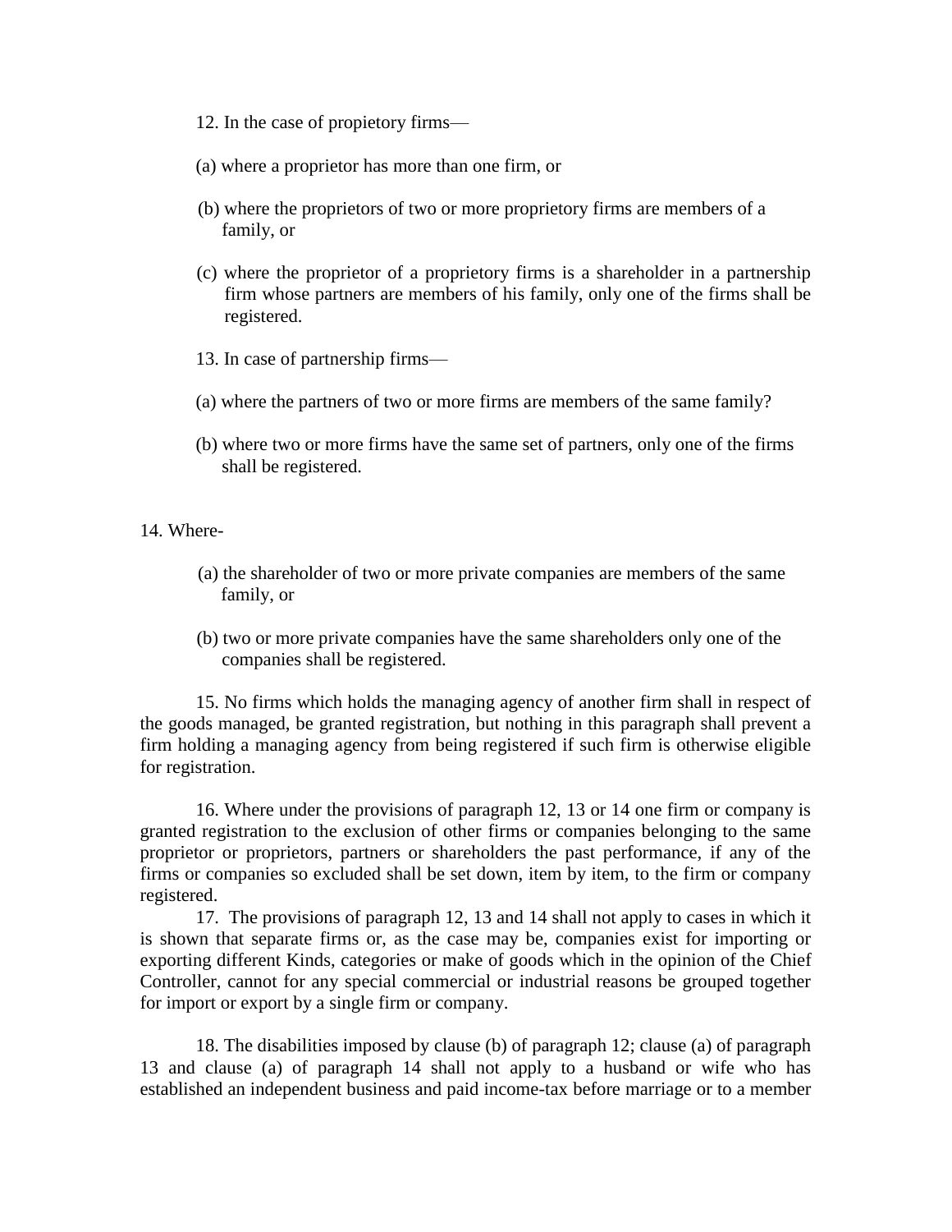12. In the case of propietory firms—

(a) where a proprietor has more than one firm, or

(b) where the proprietors of two or more proprietory firms are members of a family, or

(c) where the proprietor of a proprietory firms is a shareholder in a partnership firm whose partners are members of his family, only one of the firms shall be registered.

13. In case of partnership firms—

(a) where the partners of two or more firms are members of the same family?

(b) where two or more firms have the same set of partners, only one of the firms shall be registered.

14. Where-

(a) the shareholder of two or more private companies are members of the same family, or

(b) two or more private companies have the same shareholders only one of the companies shall be registered.

15. No firms which holds the managing agency of another firm shall in respect of the goods managed, be granted registration, but nothing in this paragraph shall prevent a firm holding a managing agency from being registered if such firm is otherwise eligible for registration.

16. Where under the provisions of paragraph 12, 13 or 14 one firm or company is granted registration to the exclusion of other firms or companies belonging to the same proprietor or proprietors, partners or shareholders the past performance, if any of the firms or companies so excluded shall be set down, item by item, to the firm or company registered.

17. The provisions of paragraph 12, 13 and 14 shall not apply to cases in which it is shown that separate firms or, as the case may be, companies exist for importing or exporting different Kinds, categories or make of goods which in the opinion of the Chief Controller, cannot for any special commercial or industrial reasons be grouped together for import or export by a single firm or company.

18. The disabilities imposed by clause (b) of paragraph 12; clause (a) of paragraph 13 and clause (a) of paragraph 14 shall not apply to a husband or wife who has established an independent business and paid income-tax before marriage or to a member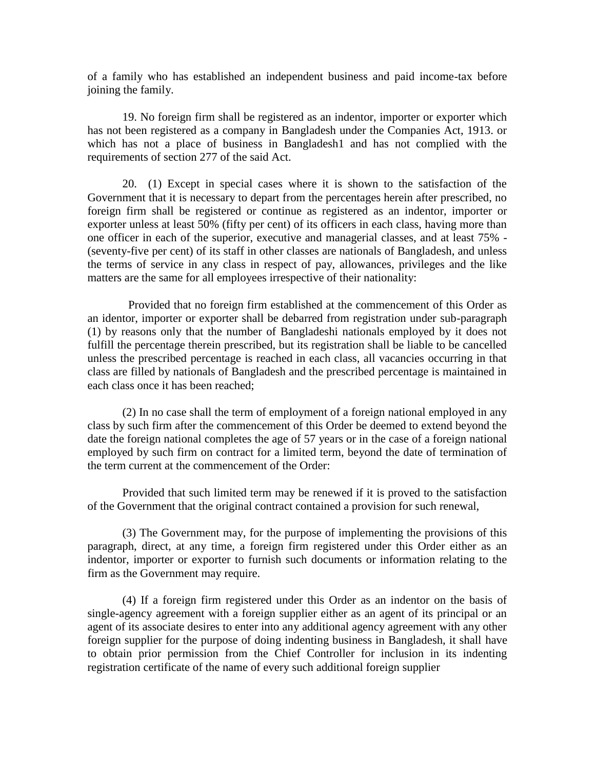of a family who has established an independent business and paid income-tax before joining the family.

19. No foreign firm shall be registered as an indentor, importer or exporter which has not been registered as a company in Bangladesh under the Companies Act, 1913. or which has not a place of business in Bangladesh1 and has not complied with the requirements of section 277 of the said Act.

20. (1) Except in special cases where it is shown to the satisfaction of the Government that it is necessary to depart from the percentages herein after prescribed, no foreign firm shall be registered or continue as registered as an indentor, importer or exporter unless at least 50% (fifty per cent) of its officers in each class, having more than one officer in each of the superior, executive and managerial classes, and at least 75% - (seventy-five per cent) of its staff in other classes are nationals of Bangladesh, and unless the terms of service in any class in respect of pay, allowances, privileges and the like matters are the same for all employees irrespective of their nationality:

Provided that no foreign firm established at the commencement of this Order as an identor, importer or exporter shall be debarred from registration under sub-paragraph (1) by reasons only that the number of Bangladeshi nationals employed by it does not fulfill the percentage therein prescribed, but its registration shall be liable to be cancelled unless the prescribed percentage is reached in each class, all vacancies occurring in that class are filled by nationals of Bangladesh and the prescribed percentage is maintained in each class once it has been reached;

(2) In no case shall the term of employment of a foreign national employed in any class by such firm after the commencement of this Order be deemed to extend beyond the date the foreign national completes the age of 57 years or in the case of a foreign national employed by such firm on contract for a limited term, beyond the date of termination of the term current at the commencement of the Order:

Provided that such limited term may be renewed if it is proved to the satisfaction of the Government that the original contract contained a provision for such renewal,

(3) The Government may, for the purpose of implementing the provisions of this paragraph, direct, at any time, a foreign firm registered under this Order either as an indentor, importer or exporter to furnish such documents or information relating to the firm as the Government may require.

(4) If a foreign firm registered under this Order as an indentor on the basis of single-agency agreement with a foreign supplier either as an agent of its principal or an agent of its associate desires to enter into any additional agency agreement with any other foreign supplier for the purpose of doing indenting business in Bangladesh, it shall have to obtain prior permission from the Chief Controller for inclusion in its indenting registration certificate of the name of every such additional foreign supplier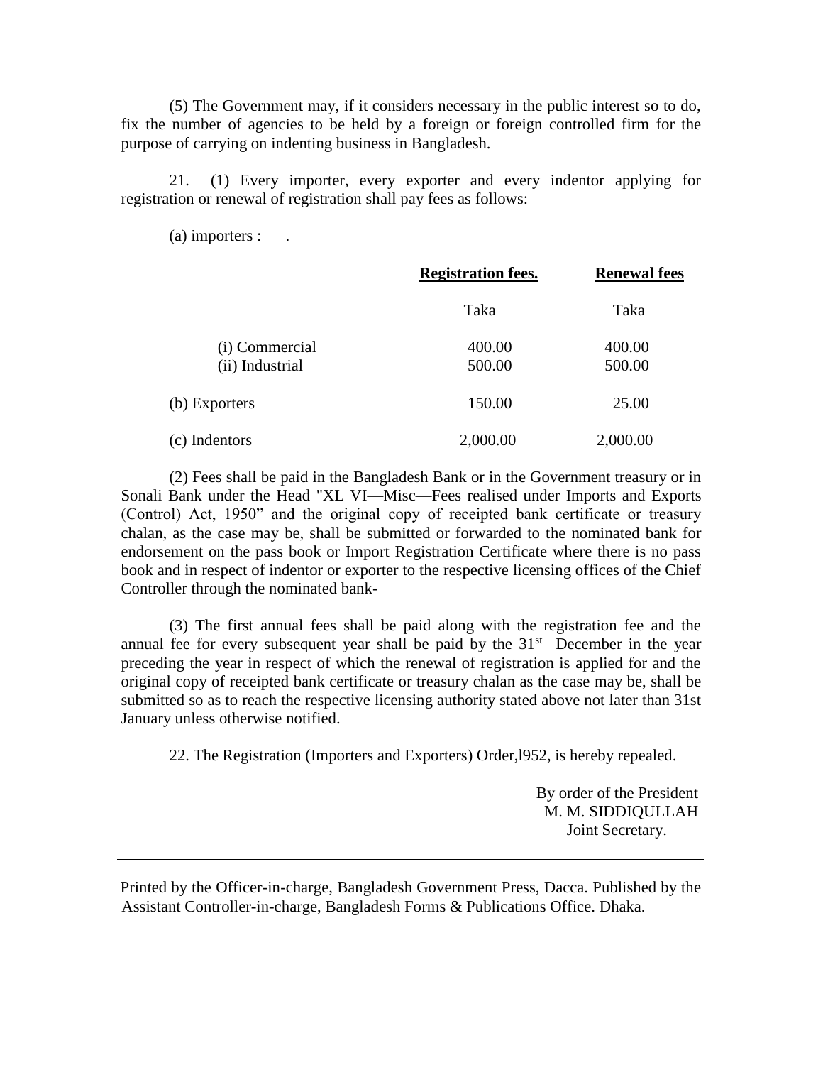(5) The Government may, if it considers necessary in the public interest so to do, fix the number of agencies to be held by a foreign or foreign controlled firm for the purpose of carrying on indenting business in Bangladesh.

21. (1) Every importer, every exporter and every indentor applying for registration or renewal of registration shall pay fees as follows:—

(a) importers : .

| | **Registration fees.** | **Renewal fees** |
|---|---|---|
| | Taka | Taka |
| (i) Commercial | 400.00 | 400.00 |
| (ii) Industrial | 500.00 | 500.00 |
| (b) Exporters | 150.00 | 25.00 |
| (c) Indentors | 2,000.00 | 2,000.00 |

(2) Fees shall be paid in the Bangladesh Bank or in the Government treasury or in Sonali Bank under the Head "XL VI—Misc—Fees realised under Imports and Exports (Control) Act, 1950" and the original copy of receipted bank certificate or treasury chalan, as the case may be, shall be submitted or forwarded to the nominated bank for endorsement on the pass book or Import Registration Certificate where there is no pass book and in respect of indentor or exporter to the respective licensing offices of the Chief Controller through the nominated bank-

(3) The first annual fees shall be paid along with the registration fee and the annual fee for every subsequent year shall be paid by the 31st December in the year preceding the year in respect of which the renewal of registration is applied for and the original copy of receipted bank certificate or treasury chalan as the case may be, shall be submitted so as to reach the respective licensing authority stated above not later than 31st January unless otherwise notified.

22. The Registration (Importers and Exporters) Order,l952, is hereby repealed.

By order of the President
M. M. SIDDIQULLAH
Joint Secretary.

---

Printed by the Officer-in-charge, Bangladesh Government Press, Dacca. Published by the Assistant Controller-in-charge, Bangladesh Forms & Publications Office. Dhaka.